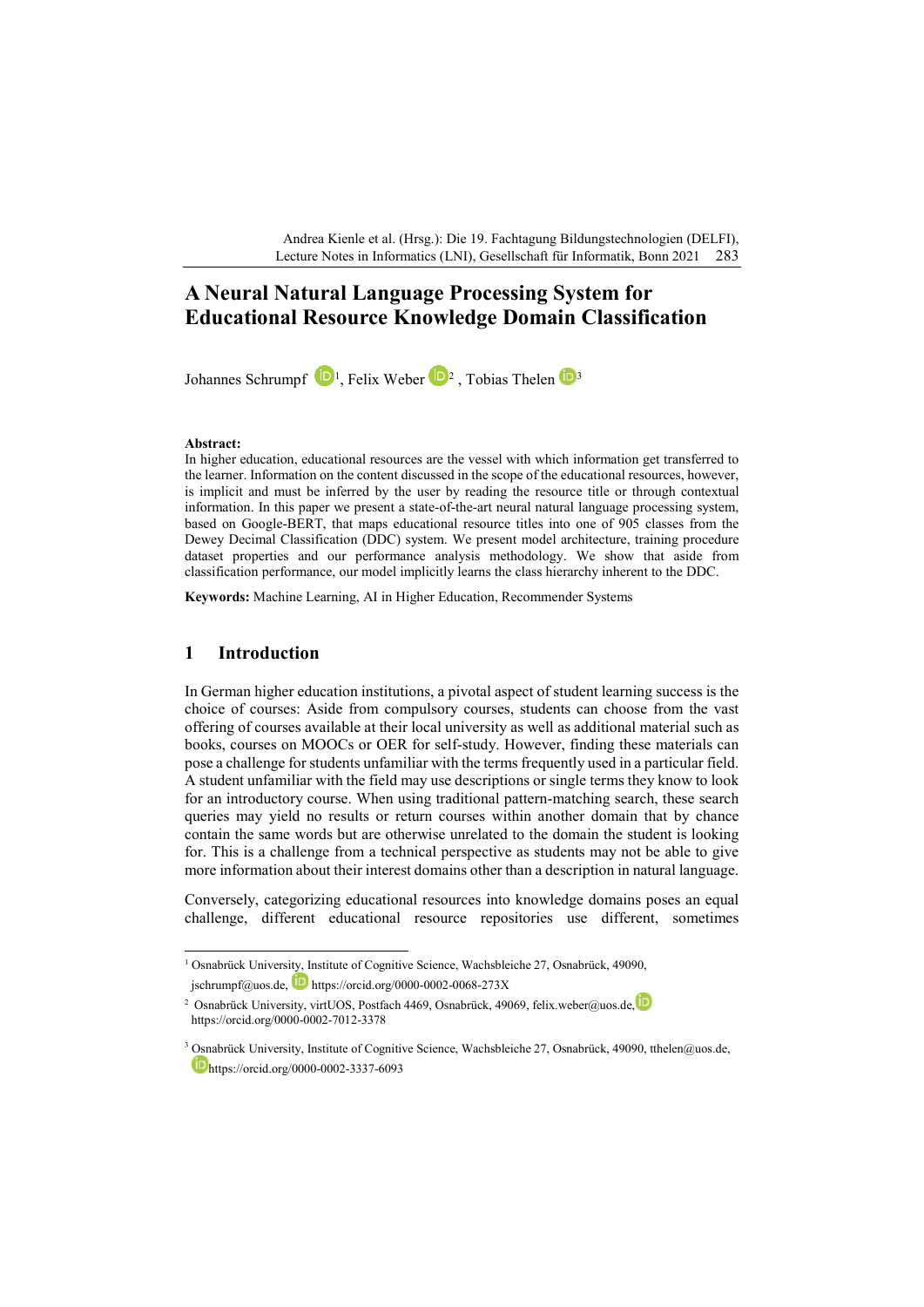# A Neural Natural Language Processing System for Educational Resource Knowledge Domain Classification

Johannes Schrumpf [1], Felix Weber [2], Tobias Thelen [3]

**Abstract:**
In higher education, educational resources are the vessel with which information get transferred to the learner. Information on the content discussed in the scope of the educational resources, however, is implicit and must be inferred by the user by reading the resource title or through contextual information. In this paper we present a state-of-the-art neural natural language processing system, based on Google-BERT, that maps educational resource titles into one of 905 classes from the Dewey Decimal Classification (DDC) system. We present model architecture, training procedure dataset properties and our performance analysis methodology. We show that aside from classification performance, our model implicitly learns the class hierarchy inherent to the DDC.

**Keywords:** Machine Learning, AI in Higher Education, Recommender Systems

## 1 Introduction

In German higher education institutions, a pivotal aspect of student learning success is the choice of courses: Aside from compulsory courses, students can choose from the vast offering of courses available at their local university as well as additional material such as books, courses on MOOCs or OER for self-study. However, finding these materials can pose a challenge for students unfamiliar with the terms frequently used in a particular field. A student unfamiliar with the field may use descriptions or single terms they know to look for an introductory course. When using traditional pattern-matching search, these search queries may yield no results or return courses within another domain that by chance contain the same words but are otherwise unrelated to the domain the student is looking for. This is a challenge from a technical perspective as students may not be able to give more information about their interest domains other than a description in natural language.

Conversely, categorizing educational resources into knowledge domains poses an equal challenge, different educational resource repositories use different, sometimes

---

[1] Osnabrück University, Institute of Cognitive Science, Wachsbleiche 27, Osnabrück, 49090, jschrumpf@uos.de, https://orcid.org/0000-0002-0068-273X

[2] Osnabrück University, virtUOS, Postfach 4469, Osnabrück, 49069, felix.weber@uos.de, https://orcid.org/0000-0002-7012-3378

[3] Osnabrück University, Institute of Cognitive Science, Wachsbleiche 27, Osnabrück, 49090, tthelen@uos.de, https://orcid.org/0000-0002-3337-6093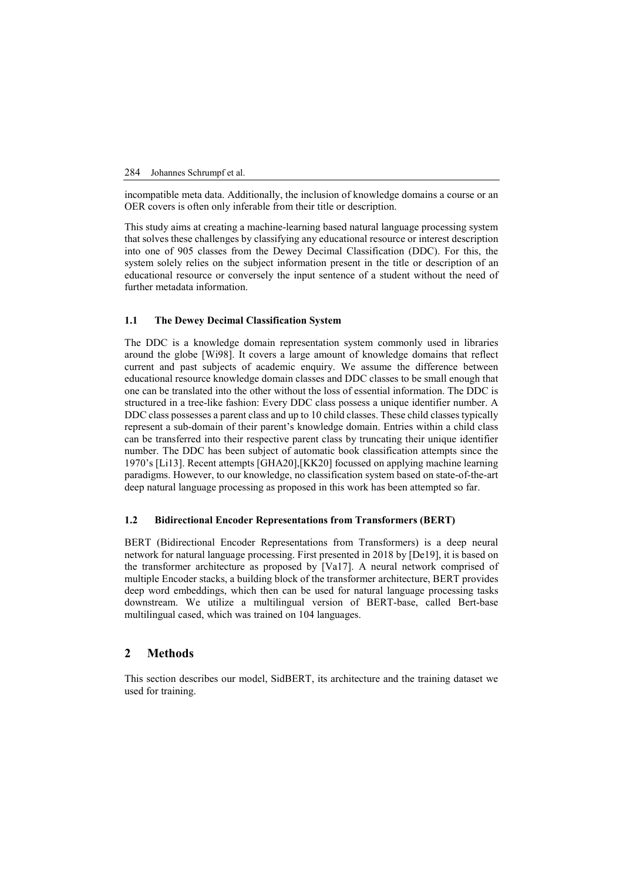incompatible meta data. Additionally, the inclusion of knowledge domains a course or an OER covers is often only inferable from their title or description.

This study aims at creating a machine-learning based natural language processing system that solves these challenges by classifying any educational resource or interest description into one of 905 classes from the Dewey Decimal Classification (DDC). For this, the system solely relies on the subject information present in the title or description of an educational resource or conversely the input sentence of a student without the need of further metadata information.

### 1.1 The Dewey Decimal Classification System

The DDC is a knowledge domain representation system commonly used in libraries around the globe [Wi98]. It covers a large amount of knowledge domains that reflect current and past subjects of academic enquiry. We assume the difference between educational resource knowledge domain classes and DDC classes to be small enough that one can be translated into the other without the loss of essential information. The DDC is structured in a tree-like fashion: Every DDC class possess a unique identifier number. A DDC class possesses a parent class and up to 10 child classes. These child classes typically represent a sub-domain of their parent's knowledge domain. Entries within a child class can be transferred into their respective parent class by truncating their unique identifier number. The DDC has been subject of automatic book classification attempts since the 1970's [Li13]. Recent attempts [GHA20],[KK20] focussed on applying machine learning paradigms. However, to our knowledge, no classification system based on state-of-the-art deep natural language processing as proposed in this work has been attempted so far.

### 1.2 Bidirectional Encoder Representations from Transformers (BERT)

BERT (Bidirectional Encoder Representations from Transformers) is a deep neural network for natural language processing. First presented in 2018 by [De19], it is based on the transformer architecture as proposed by [Va17]. A neural network comprised of multiple Encoder stacks, a building block of the transformer architecture, BERT provides deep word embeddings, which then can be used for natural language processing tasks downstream. We utilize a multilingual version of BERT-base, called Bert-base multilingual cased, which was trained on 104 languages.

## 2 Methods

This section describes our model, SidBERT, its architecture and the training dataset we used for training.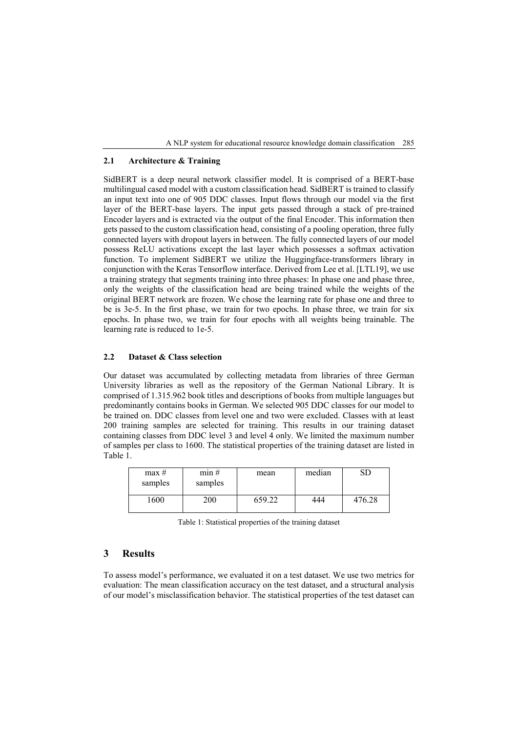### 2.1 Architecture & Training

SidBERT is a deep neural network classifier model. It is comprised of a BERT-base multilingual cased model with a custom classification head. SidBERT is trained to classify an input text into one of 905 DDC classes. Input flows through our model via the first layer of the BERT-base layers. The input gets passed through a stack of pre-trained Encoder layers and is extracted via the output of the final Encoder. This information then gets passed to the custom classification head, consisting of a pooling operation, three fully connected layers with dropout layers in between. The fully connected layers of our model possess ReLU activations except the last layer which possesses a softmax activation function. To implement SidBERT we utilize the Huggingface-transformers library in conjunction with the Keras Tensorflow interface. Derived from Lee et al. [LTL19], we use a training strategy that segments training into three phases: In phase one and phase three, only the weights of the classification head are being trained while the weights of the original BERT network are frozen. We chose the learning rate for phase one and three to be is 3e-5. In the first phase, we train for two epochs. In phase three, we train for six epochs. In phase two, we train for four epochs with all weights being trainable. The learning rate is reduced to 1e-5.

### 2.2 Dataset & Class selection

Our dataset was accumulated by collecting metadata from libraries of three German University libraries as well as the repository of the German National Library. It is comprised of 1.315.962 book titles and descriptions of books from multiple languages but predominantly contains books in German. We selected 905 DDC classes for our model to be trained on. DDC classes from level one and two were excluded. Classes with at least 200 training samples are selected for training. This results in our training dataset containing classes from DDC level 3 and level 4 only. We limited the maximum number of samples per class to 1600. The statistical properties of the training dataset are listed in Table 1.

| max # samples | min # samples | mean | median | SD |
|---|---|---|---|---|
| 1600 | 200 | 659.22 | 444 | 476.28 |

Table 1: Statistical properties of the training dataset

## 3 Results

To assess model's performance, we evaluated it on a test dataset. We use two metrics for evaluation: The mean classification accuracy on the test dataset, and a structural analysis of our model's misclassification behavior. The statistical properties of the test dataset can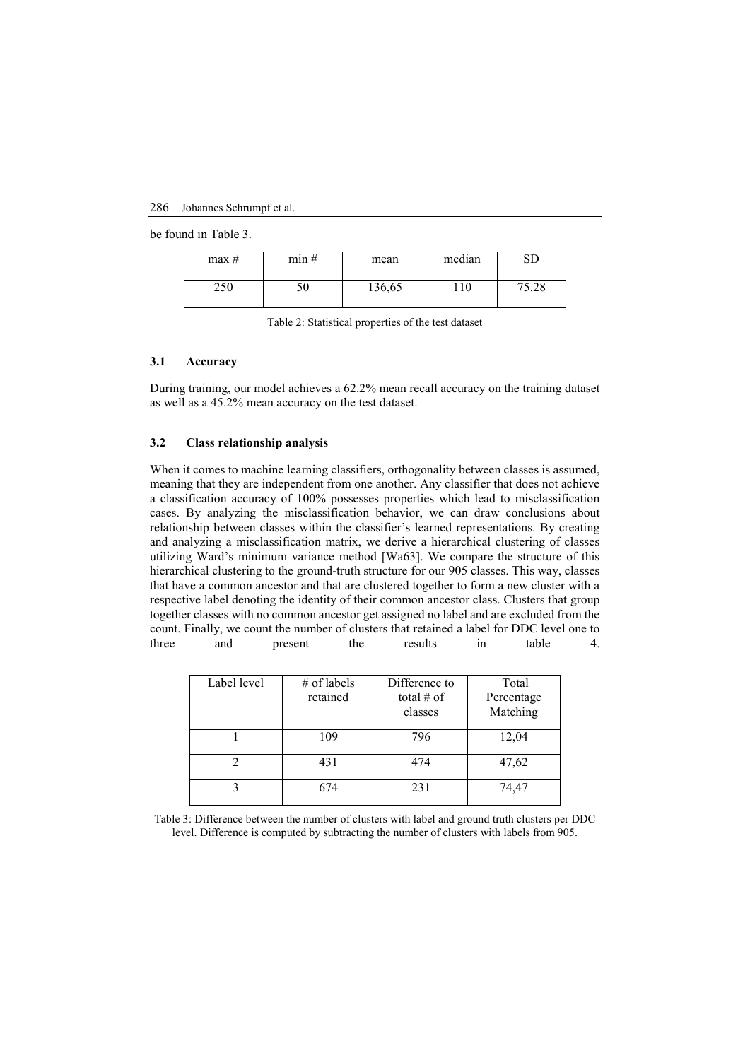be found in Table 3.

| max # | min # | mean | median | SD |
|---|---|---|---|---|
| 250 | 50 | 136,65 | 110 | 75.28 |

Table 2: Statistical properties of the test dataset

### 3.1 Accuracy

During training, our model achieves a 62.2% mean recall accuracy on the training dataset as well as a 45.2% mean accuracy on the test dataset.

### 3.2 Class relationship analysis

When it comes to machine learning classifiers, orthogonality between classes is assumed, meaning that they are independent from one another. Any classifier that does not achieve a classification accuracy of 100% possesses properties which lead to misclassification cases. By analyzing the misclassification behavior, we can draw conclusions about relationship between classes within the classifier's learned representations. By creating and analyzing a misclassification matrix, we derive a hierarchical clustering of classes utilizing Ward's minimum variance method [Wa63]. We compare the structure of this hierarchical clustering to the ground-truth structure for our 905 classes. This way, classes that have a common ancestor and that are clustered together to form a new cluster with a respective label denoting the identity of their common ancestor class. Clusters that group together classes with no common ancestor get assigned no label and are excluded from the count. Finally, we count the number of clusters that retained a label for DDC level one to three and present the results in table 4.

| Label level | # of labels retained | Difference to total # of classes | Total Percentage Matching |
|---|---|---|---|
| 1 | 109 | 796 | 12,04 |
| 2 | 431 | 474 | 47,62 |
| 3 | 674 | 231 | 74,47 |

Table 3: Difference between the number of clusters with label and ground truth clusters per DDC level. Difference is computed by subtracting the number of clusters with labels from 905.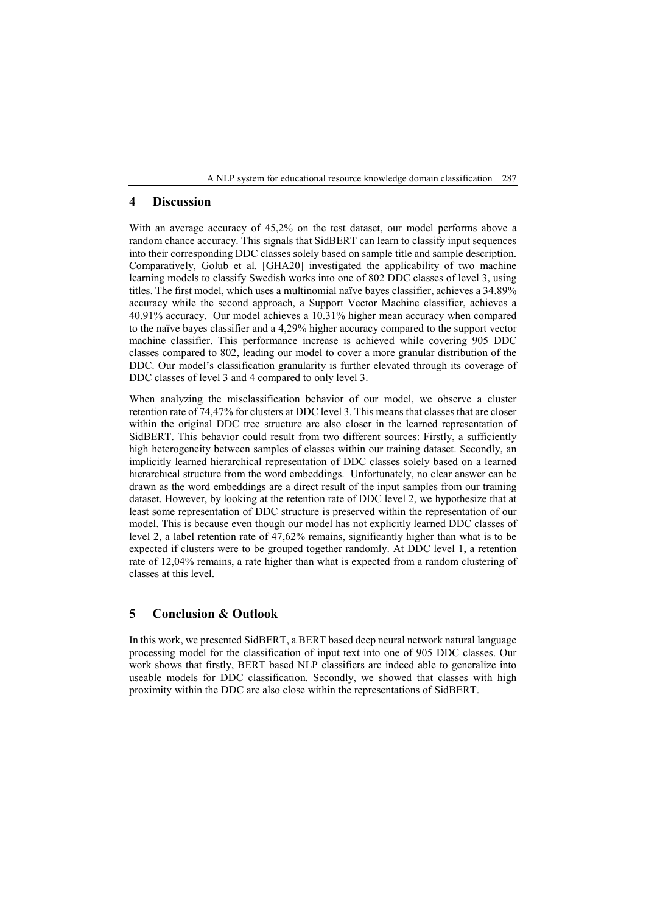## 4 Discussion

With an average accuracy of 45,2% on the test dataset, our model performs above a random chance accuracy. This signals that SidBERT can learn to classify input sequences into their corresponding DDC classes solely based on sample title and sample description. Comparatively, Golub et al. [GHA20] investigated the applicability of two machine learning models to classify Swedish works into one of 802 DDC classes of level 3, using titles. The first model, which uses a multinomial naïve bayes classifier, achieves a 34.89% accuracy while the second approach, a Support Vector Machine classifier, achieves a 40.91% accuracy. Our model achieves a 10.31% higher mean accuracy when compared to the naïve bayes classifier and a 4,29% higher accuracy compared to the support vector machine classifier. This performance increase is achieved while covering 905 DDC classes compared to 802, leading our model to cover a more granular distribution of the DDC. Our model's classification granularity is further elevated through its coverage of DDC classes of level 3 and 4 compared to only level 3.

When analyzing the misclassification behavior of our model, we observe a cluster retention rate of 74,47% for clusters at DDC level 3. This means that classes that are closer within the original DDC tree structure are also closer in the learned representation of SidBERT. This behavior could result from two different sources: Firstly, a sufficiently high heterogeneity between samples of classes within our training dataset. Secondly, an implicitly learned hierarchical representation of DDC classes solely based on a learned hierarchical structure from the word embeddings. Unfortunately, no clear answer can be drawn as the word embeddings are a direct result of the input samples from our training dataset. However, by looking at the retention rate of DDC level 2, we hypothesize that at least some representation of DDC structure is preserved within the representation of our model. This is because even though our model has not explicitly learned DDC classes of level 2, a label retention rate of 47,62% remains, significantly higher than what is to be expected if clusters were to be grouped together randomly. At DDC level 1, a retention rate of 12,04% remains, a rate higher than what is expected from a random clustering of classes at this level.

## 5 Conclusion & Outlook

In this work, we presented SidBERT, a BERT based deep neural network natural language processing model for the classification of input text into one of 905 DDC classes. Our work shows that firstly, BERT based NLP classifiers are indeed able to generalize into useable models for DDC classification. Secondly, we showed that classes with high proximity within the DDC are also close within the representations of SidBERT.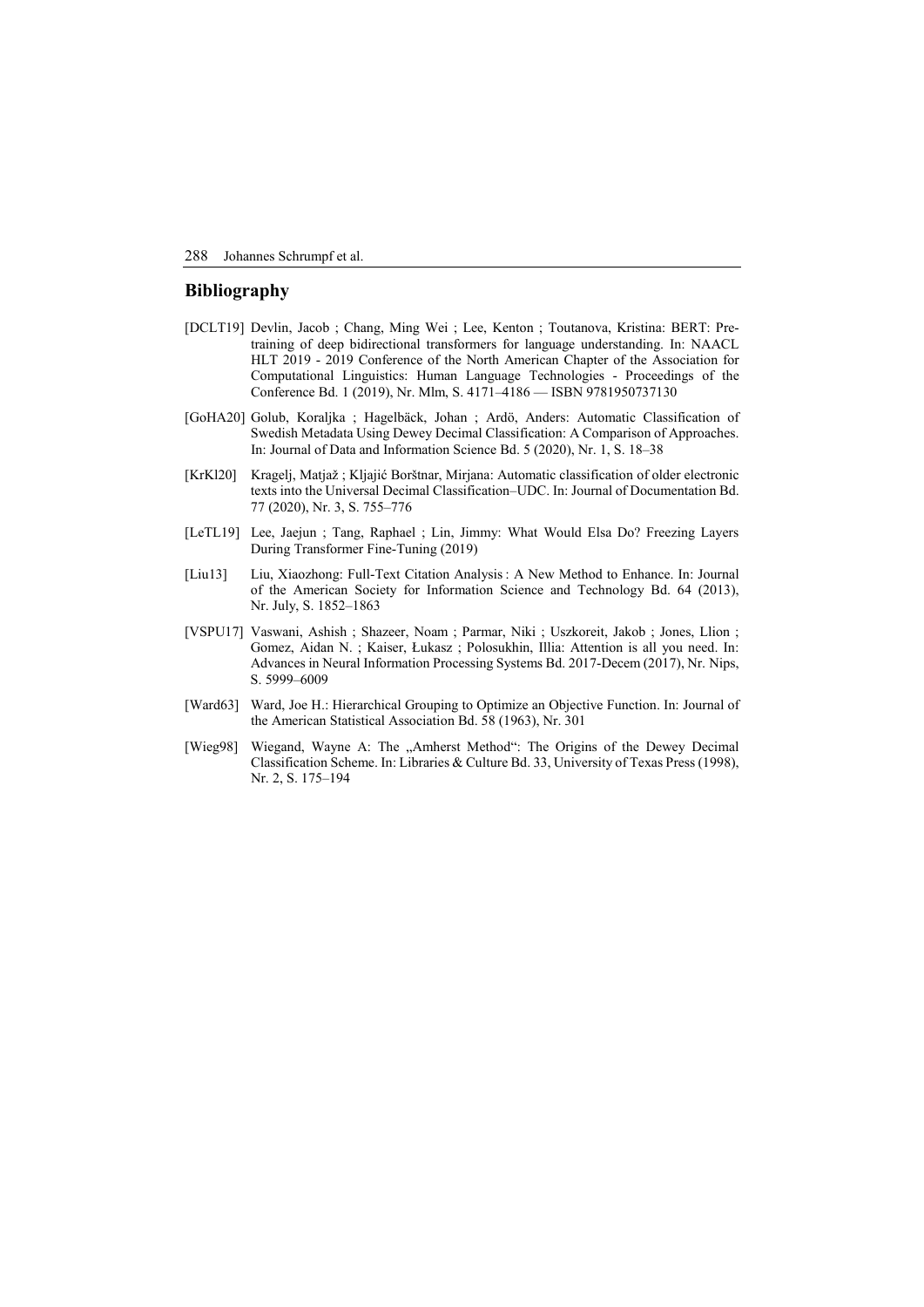## Bibliography

[DCLT19] Devlin, Jacob ; Chang, Ming Wei ; Lee, Kenton ; Toutanova, Kristina: BERT: Pre-training of deep bidirectional transformers for language understanding. In: NAACL HLT 2019 - 2019 Conference of the North American Chapter of the Association for Computational Linguistics: Human Language Technologies - Proceedings of the Conference Bd. 1 (2019), Nr. Mlm, S. 4171–4186 — ISBN 9781950737130

[GoHA20] Golub, Koraljka ; Hagelbäck, Johan ; Ardö, Anders: Automatic Classification of Swedish Metadata Using Dewey Decimal Classification: A Comparison of Approaches. In: Journal of Data and Information Science Bd. 5 (2020), Nr. 1, S. 18–38

[KrKl20] Kragelj, Matjaž ; Kljajić Borštnar, Mirjana: Automatic classification of older electronic texts into the Universal Decimal Classification–UDC. In: Journal of Documentation Bd. 77 (2020), Nr. 3, S. 755–776

[LeTL19] Lee, Jaejun ; Tang, Raphael ; Lin, Jimmy: What Would Elsa Do? Freezing Layers During Transformer Fine-Tuning (2019)

[Liu13] Liu, Xiaozhong: Full-Text Citation Analysis : A New Method to Enhance. In: Journal of the American Society for Information Science and Technology Bd. 64 (2013), Nr. July, S. 1852–1863

[VSPU17] Vaswani, Ashish ; Shazeer, Noam ; Parmar, Niki ; Uszkoreit, Jakob ; Jones, Llion ; Gomez, Aidan N. ; Kaiser, Łukasz ; Polosukhin, Illia: Attention is all you need. In: Advances in Neural Information Processing Systems Bd. 2017-Decem (2017), Nr. Nips, S. 5999–6009

[Ward63] Ward, Joe H.: Hierarchical Grouping to Optimize an Objective Function. In: Journal of the American Statistical Association Bd. 58 (1963), Nr. 301

[Wieg98] Wiegand, Wayne A: The „Amherst Method“: The Origins of the Dewey Decimal Classification Scheme. In: Libraries & Culture Bd. 33, University of Texas Press (1998), Nr. 2, S. 175–194